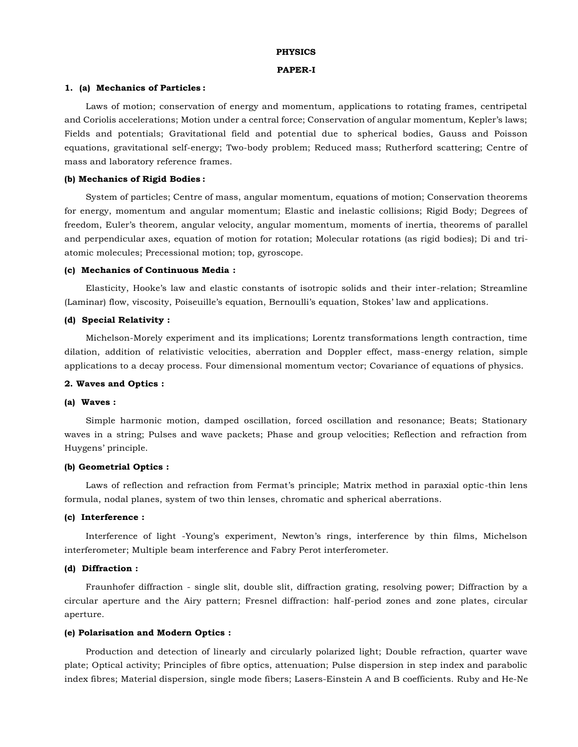# PHYSICS

## PAPER-I

### 1. (a) Mechanics of Particles :

Laws of motion; conservation of energy and momentum, applications to rotating frames, centripetal and Coriolis accelerations; Motion under a central force; Conservation of angular momentum, Kepler's laws; Fields and potentials; Gravitational field and potential due to spherical bodies, Gauss and Poisson equations, gravitational self-energy; Two-body problem; Reduced mass; Rutherford scattering; Centre of mass and laboratory reference frames.

### (b) Mechanics of Rigid Bodies :

System of particles; Centre of mass, angular momentum, equations of motion; Conservation theorems for energy, momentum and angular momentum; Elastic and inelastic collisions; Rigid Body; Degrees of freedom, Euler's theorem, angular velocity, angular momentum, moments of inertia, theorems of parallel and perpendicular axes, equation of motion for rotation; Molecular rotations (as rigid bodies); Di and tri-atomic molecules; Precessional motion; top, gyroscope.

### (c) Mechanics of Continuous Media :

Elasticity, Hooke's law and elastic constants of isotropic solids and their inter-relation; Streamline (Laminar) flow, viscosity, Poiseuille's equation, Bernoulli's equation, Stokes' law and applications.

### (d) Special Relativity :

Michelson-Morely experiment and its implications; Lorentz transformations length contraction, time dilation, addition of relativistic velocities, aberration and Doppler effect, mass-energy relation, simple applications to a decay process. Four dimensional momentum vector; Covariance of equations of physics.

### 2. Waves and Optics :

### (a) Waves :

Simple harmonic motion, damped oscillation, forced oscillation and resonance; Beats; Stationary waves in a string; Pulses and wave packets; Phase and group velocities; Reflection and refraction from Huygens' principle.

### (b) Geometrial Optics :

Laws of reflection and refraction from Fermat's principle; Matrix method in paraxial optic-thin lens formula, nodal planes, system of two thin lenses, chromatic and spherical aberrations.

### (c) Interference :

Interference of light -Young's experiment, Newton's rings, interference by thin films, Michelson interferometer; Multiple beam interference and Fabry Perot interferometer.

### (d) Diffraction :

Fraunhofer diffraction - single slit, double slit, diffraction grating, resolving power; Diffraction by a circular aperture and the Airy pattern; Fresnel diffraction: half-period zones and zone plates, circular aperture.

### (e) Polarisation and Modern Optics :

Production and detection of linearly and circularly polarized light; Double refraction, quarter wave plate; Optical activity; Principles of fibre optics, attenuation; Pulse dispersion in step index and parabolic index fibres; Material dispersion, single mode fibers; Lasers-Einstein A and B coefficients. Ruby and He-Ne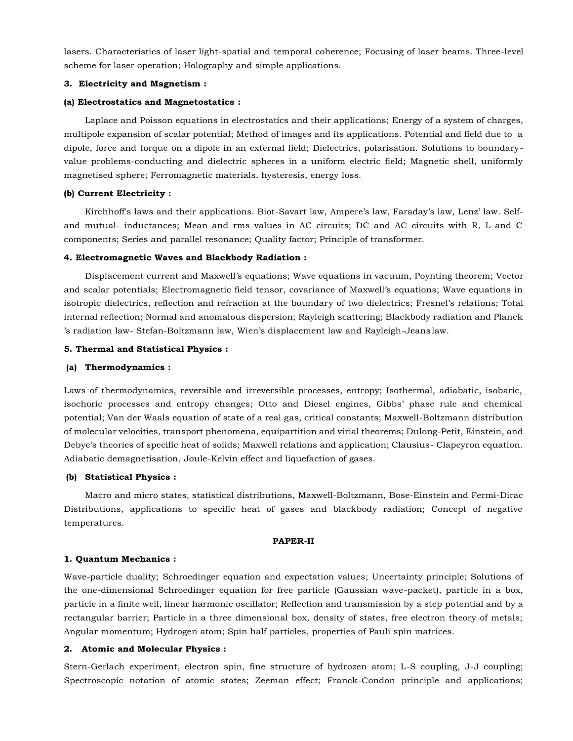lasers. Characteristics of laser light-spatial and temporal coherence; Focusing of laser beams. Three-level scheme for laser operation; Holography and simple applications.

### 3. Electricity and Magnetism :

#### (a) Electrostatics and Magnetostatics :

Laplace and Poisson equations in electrostatics and their applications; Energy of a system of charges, multipole expansion of scalar potential; Method of images and its applications. Potential and field due to a dipole, force and torque on a dipole in an external field; Dielectrics, polarisation. Solutions to boundary-value problems-conducting and dielectric spheres in a uniform electric field; Magnetic shell, uniformly magnetised sphere; Ferromagnetic materials, hysteresis, energy loss.

#### (b) Current Electricity :

Kirchhoff's laws and their applications. Biot-Savart law, Ampere's law, Faraday's law, Lenz' law. Self- and mutual- inductances; Mean and rms values in AC circuits; DC and AC circuits with R, L and C components; Series and parallel resonance; Quality factor; Principle of transformer.

### 4. Electromagnetic Waves and Blackbody Radiation :

Displacement current and Maxwell's equations; Wave equations in vacuum, Poynting theorem; Vector and scalar potentials; Electromagnetic field tensor, covariance of Maxwell's equations; Wave equations in isotropic dielectrics, reflection and refraction at the boundary of two dielectrics; Fresnel's relations; Total internal reflection; Normal and anomalous dispersion; Rayleigh scattering; Blackbody radiation and Planck 's radiation law- Stefan-Boltzmann law, Wien's displacement law and Rayleigh-Jeans law.

### 5. Thermal and Statistical Physics :

#### (a) Thermodynamics :

Laws of thermodynamics, reversible and irreversible processes, entropy; Isothermal, adiabatic, isobaric, isochoric processes and entropy changes; Otto and Diesel engines, Gibbs' phase rule and chemical potential; Van der Waals equation of state of a real gas, critical constants; Maxwell-Boltzmann distribution of molecular velocities, transport phenomena, equipartition and virial theorems; Dulong-Petit, Einstein, and Debye's theories of specific heat of solids; Maxwell relations and application; Clausius- Clapeyron equation. Adiabatic demagnetisation, Joule-Kelvin effect and liquefaction of gases.

#### (b) Statistical Physics :

Macro and micro states, statistical distributions, Maxwell-Boltzmann, Bose-Einstein and Fermi-Dirac Distributions, applications to specific heat of gases and blackbody radiation; Concept of negative temperatures.

## PAPER-II

### 1. Quantum Mechanics :

Wave-particle duality; Schroedinger equation and expectation values; Uncertainty principle; Solutions of the one-dimensional Schroedinger equation for free particle (Gaussian wave-packet), particle in a box, particle in a finite well, linear harmonic oscillator; Reflection and transmission by a step potential and by a rectangular barrier; Particle in a three dimensional box, density of states, free electron theory of metals; Angular momentum; Hydrogen atom; Spin half particles, properties of Pauli spin matrices.

### 2. Atomic and Molecular Physics :

Stern-Gerlach experiment, electron spin, fine structure of hydrozen atom; L-S coupling, J-J coupling; Spectroscopic notation of atomic states; Zeeman effect; Franck-Condon principle and applications;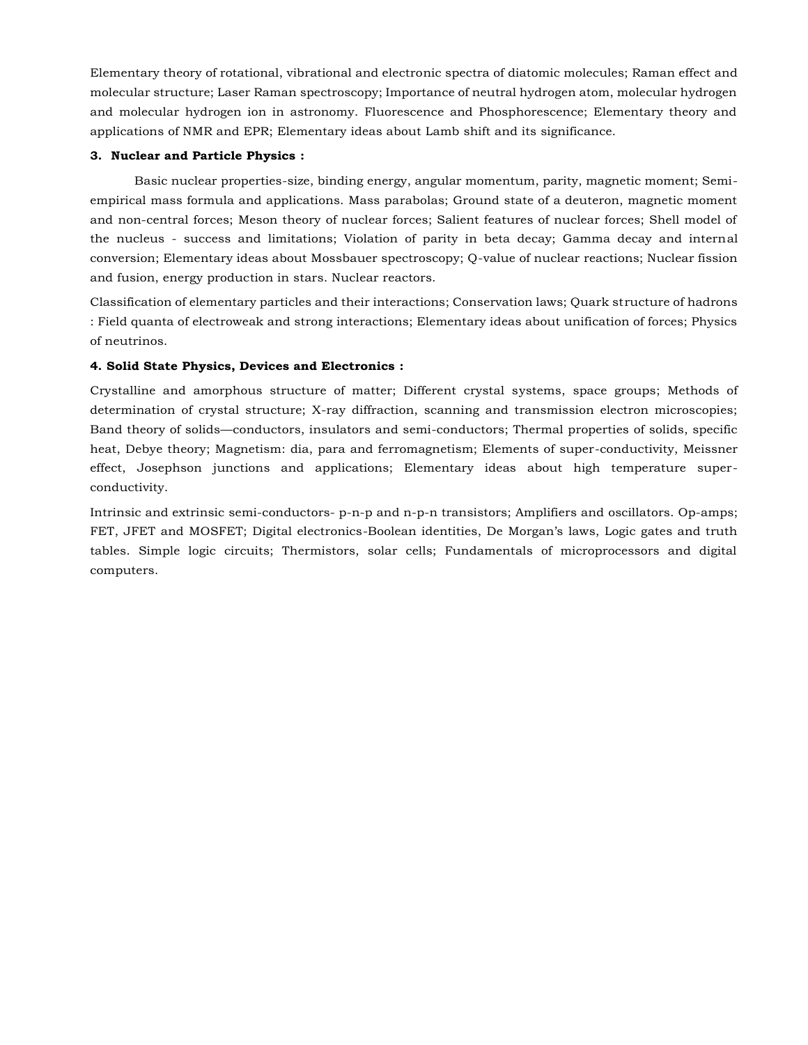Elementary theory of rotational, vibrational and electronic spectra of diatomic molecules; Raman effect and molecular structure; Laser Raman spectroscopy; Importance of neutral hydrogen atom, molecular hydrogen and molecular hydrogen ion in astronomy. Fluorescence and Phosphorescence; Elementary theory and applications of NMR and EPR; Elementary ideas about Lamb shift and its significance.

### 3. Nuclear and Particle Physics :

Basic nuclear properties-size, binding energy, angular momentum, parity, magnetic moment; Semi-empirical mass formula and applications. Mass parabolas; Ground state of a deuteron, magnetic moment and non-central forces; Meson theory of nuclear forces; Salient features of nuclear forces; Shell model of the nucleus - success and limitations; Violation of parity in beta decay; Gamma decay and internal conversion; Elementary ideas about Mossbauer spectroscopy; Q-value of nuclear reactions; Nuclear fission and fusion, energy production in stars. Nuclear reactors.

Classification of elementary particles and their interactions; Conservation laws; Quark structure of hadrons : Field quanta of electroweak and strong interactions; Elementary ideas about unification of forces; Physics of neutrinos.

### 4. Solid State Physics, Devices and Electronics :

Crystalline and amorphous structure of matter; Different crystal systems, space groups; Methods of determination of crystal structure; X-ray diffraction, scanning and transmission electron microscopies; Band theory of solids—conductors, insulators and semi-conductors; Thermal properties of solids, specific heat, Debye theory; Magnetism: dia, para and ferromagnetism; Elements of super-conductivity, Meissner effect, Josephson junctions and applications; Elementary ideas about high temperature super-conductivity.

Intrinsic and extrinsic semi-conductors- p-n-p and n-p-n transistors; Amplifiers and oscillators. Op-amps; FET, JFET and MOSFET; Digital electronics-Boolean identities, De Morgan's laws, Logic gates and truth tables. Simple logic circuits; Thermistors, solar cells; Fundamentals of microprocessors and digital computers.